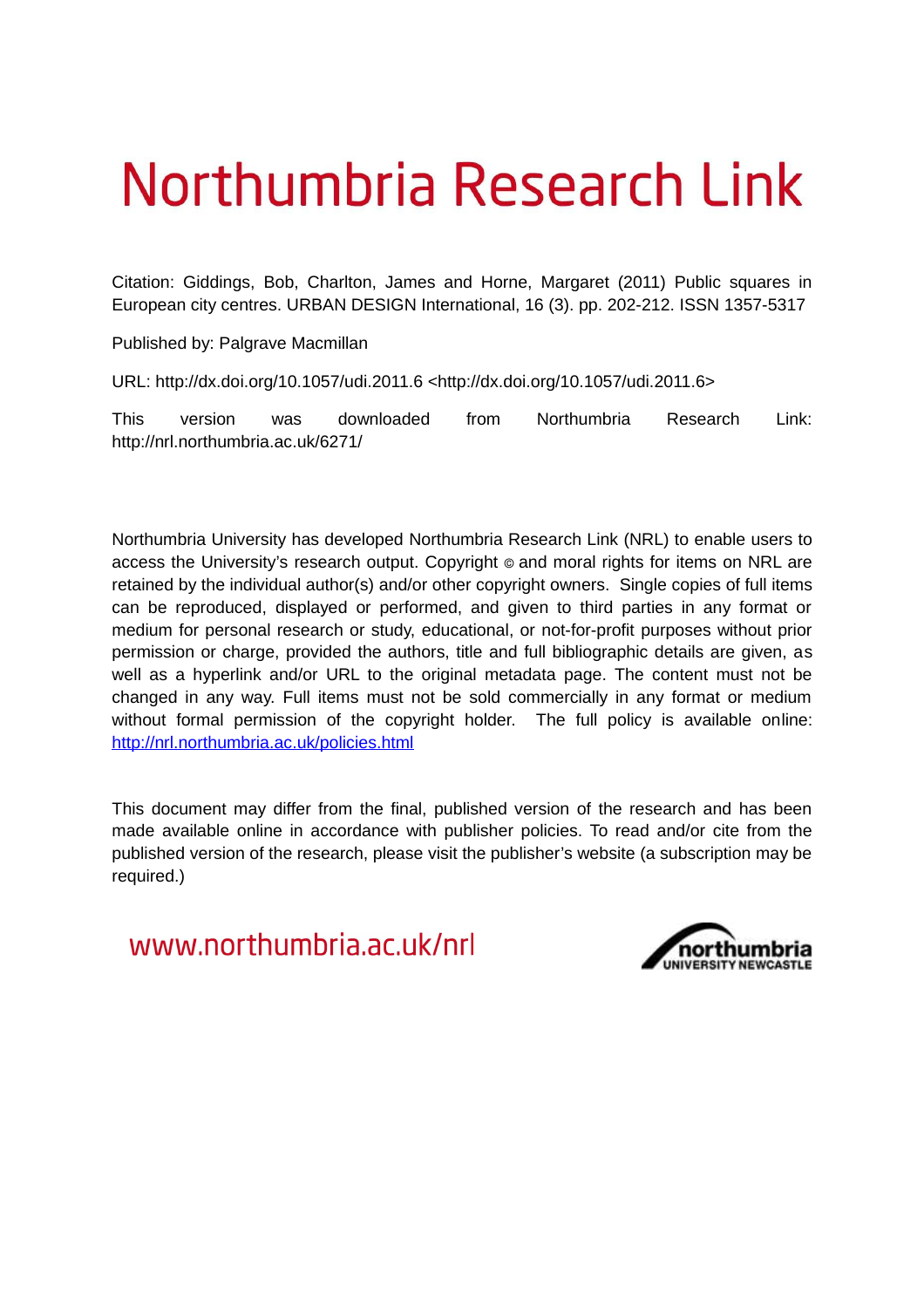# Northumbria Research Link

Citation: Giddings, Bob, Charlton, James and Horne, Margaret (2011) Public squares in European city centres. URBAN DESIGN International, 16 (3). pp. 202-212. ISSN 1357-5317

Published by: Palgrave Macmillan

URL: http://dx.doi.org/10.1057/udi.2011.6 <http://dx.doi.org/10.1057/udi.2011.6>

This version was downloaded from Northumbria Research Link: http://nrl.northumbria.ac.uk/6271/

Northumbria University has developed Northumbria Research Link (NRL) to enable users to access the University's research output. Copyright © and moral rights for items on NRL are retained by the individual author(s) and/or other copyright owners. Single copies of full items can be reproduced, displayed or performed, and given to third parties in any format or medium for personal research or study, educational, or not-for-profit purposes without prior permission or charge, provided the authors, title and full bibliographic details are given, as well as a hyperlink and/or URL to the original metadata page. The content must not be changed in any way. Full items must not be sold commercially in any format or medium without formal permission of the copyright holder. The full policy is available online: http://nrl.northumbria.ac.uk/policies.html

This document may differ from the final, published version of the research and has been made available online in accordance with publisher policies. To read and/or cite from the published version of the research, please visit the publisher's website (a subscription may be required.)

www.northumbria.ac.uk/nrl

northumbria UNIVERSITY NEWCASTLE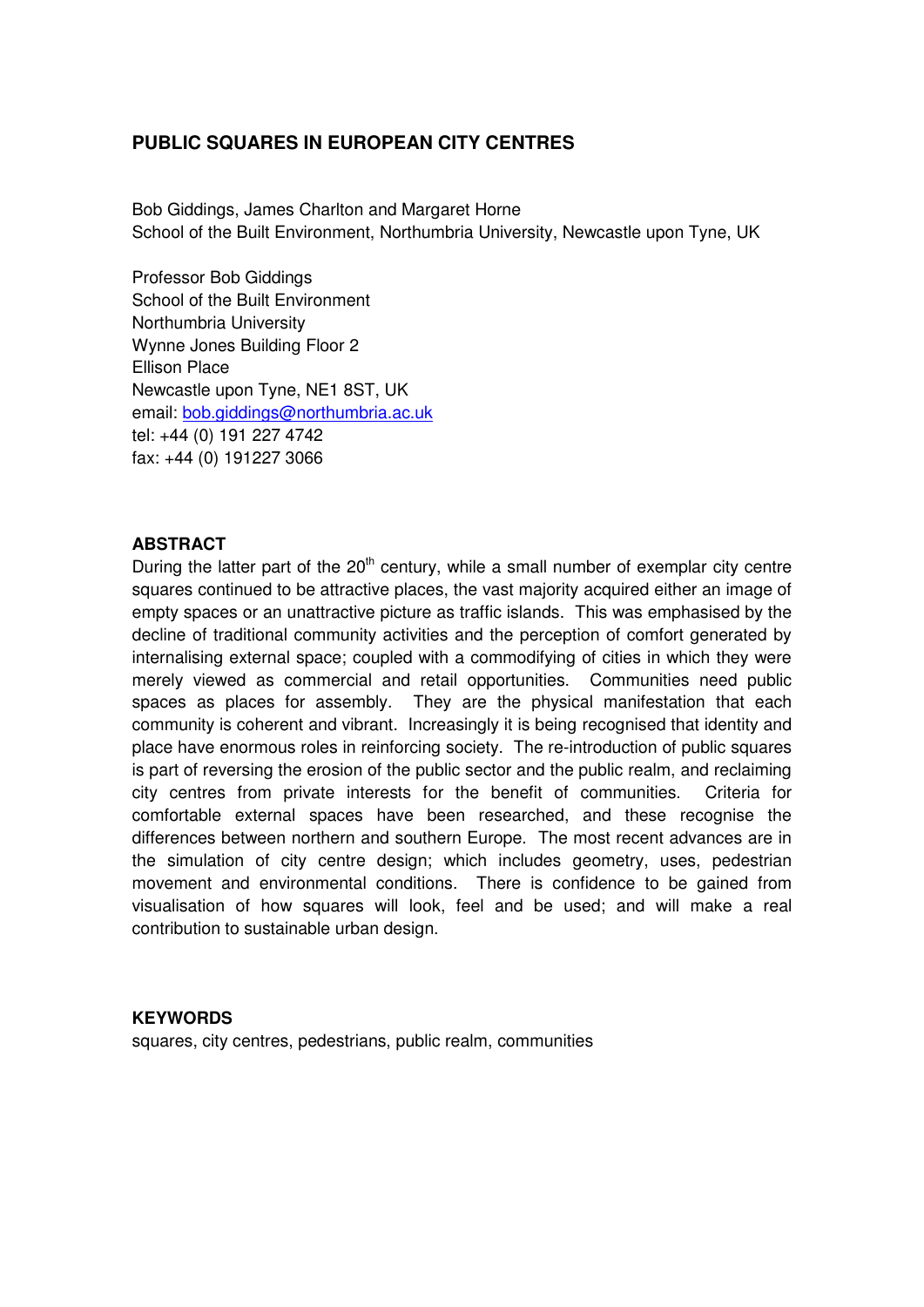# PUBLIC SQUARES IN EUROPEAN CITY CENTRES

Bob Giddings, James Charlton and Margaret Horne
School of the Built Environment, Northumbria University, Newcastle upon Tyne, UK

Professor Bob Giddings
School of the Built Environment
Northumbria University
Wynne Jones Building Floor 2
Ellison Place
Newcastle upon Tyne, NE1 8ST, UK
email: bob.giddings@northumbria.ac.uk
tel: +44 (0) 191 227 4742
fax: +44 (0) 191227 3066

## ABSTRACT

During the latter part of the 20th century, while a small number of exemplar city centre squares continued to be attractive places, the vast majority acquired either an image of empty spaces or an unattractive picture as traffic islands. This was emphasised by the decline of traditional community activities and the perception of comfort generated by internalising external space; coupled with a commodifying of cities in which they were merely viewed as commercial and retail opportunities. Communities need public spaces as places for assembly. They are the physical manifestation that each community is coherent and vibrant. Increasingly it is being recognised that identity and place have enormous roles in reinforcing society. The re-introduction of public squares is part of reversing the erosion of the public sector and the public realm, and reclaiming city centres from private interests for the benefit of communities. Criteria for comfortable external spaces have been researched, and these recognise the differences between northern and southern Europe. The most recent advances are in the simulation of city centre design; which includes geometry, uses, pedestrian movement and environmental conditions. There is confidence to be gained from visualisation of how squares will look, feel and be used; and will make a real contribution to sustainable urban design.

## KEYWORDS

squares, city centres, pedestrians, public realm, communities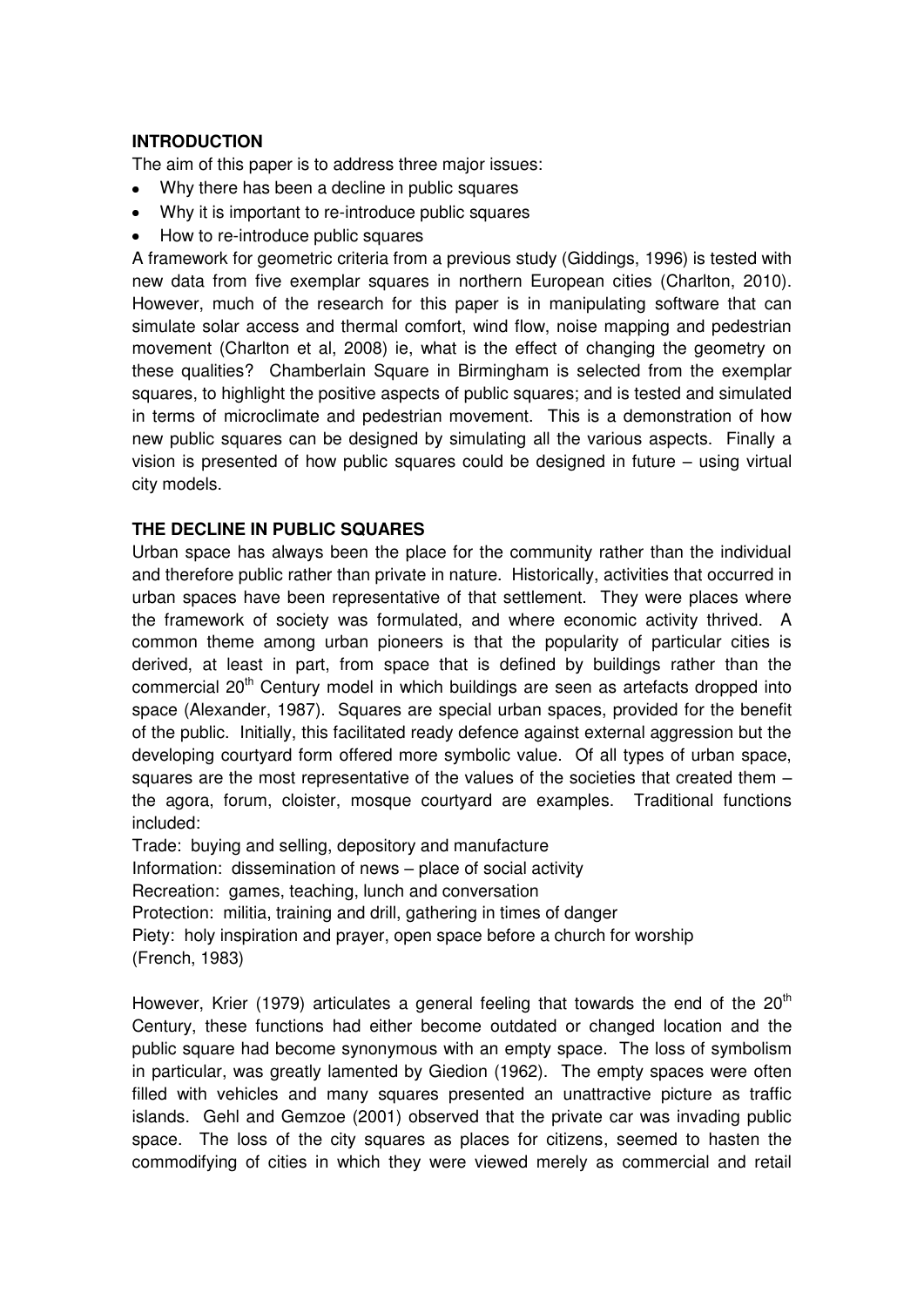## INTRODUCTION

The aim of this paper is to address three major issues:

- Why there has been a decline in public squares
- Why it is important to re-introduce public squares
- How to re-introduce public squares

A framework for geometric criteria from a previous study (Giddings, 1996) is tested with new data from five exemplar squares in northern European cities (Charlton, 2010). However, much of the research for this paper is in manipulating software that can simulate solar access and thermal comfort, wind flow, noise mapping and pedestrian movement (Charlton et al, 2008) ie, what is the effect of changing the geometry on these qualities? Chamberlain Square in Birmingham is selected from the exemplar squares, to highlight the positive aspects of public squares; and is tested and simulated in terms of microclimate and pedestrian movement. This is a demonstration of how new public squares can be designed by simulating all the various aspects. Finally a vision is presented of how public squares could be designed in future – using virtual city models.

## THE DECLINE IN PUBLIC SQUARES

Urban space has always been the place for the community rather than the individual and therefore public rather than private in nature. Historically, activities that occurred in urban spaces have been representative of that settlement. They were places where the framework of society was formulated, and where economic activity thrived. A common theme among urban pioneers is that the popularity of particular cities is derived, at least in part, from space that is defined by buildings rather than the commercial 20th Century model in which buildings are seen as artefacts dropped into space (Alexander, 1987). Squares are special urban spaces, provided for the benefit of the public. Initially, this facilitated ready defence against external aggression but the developing courtyard form offered more symbolic value. Of all types of urban space, squares are the most representative of the values of the societies that created them – the agora, forum, cloister, mosque courtyard are examples. Traditional functions included:

Trade: buying and selling, depository and manufacture
Information: dissemination of news – place of social activity
Recreation: games, teaching, lunch and conversation
Protection: militia, training and drill, gathering in times of danger
Piety: holy inspiration and prayer, open space before a church for worship
(French, 1983)

However, Krier (1979) articulates a general feeling that towards the end of the 20th Century, these functions had either become outdated or changed location and the public square had become synonymous with an empty space. The loss of symbolism in particular, was greatly lamented by Giedion (1962). The empty spaces were often filled with vehicles and many squares presented an unattractive picture as traffic islands. Gehl and Gemzoe (2001) observed that the private car was invading public space. The loss of the city squares as places for citizens, seemed to hasten the commodifying of cities in which they were viewed merely as commercial and retail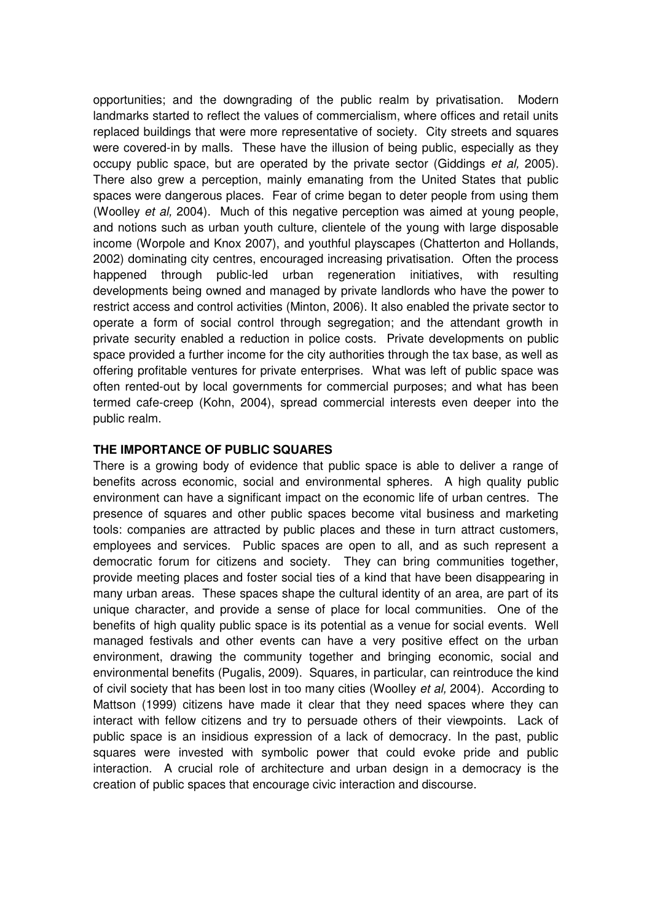opportunities; and the downgrading of the public realm by privatisation. Modern landmarks started to reflect the values of commercialism, where offices and retail units replaced buildings that were more representative of society. City streets and squares were covered-in by malls. These have the illusion of being public, especially as they occupy public space, but are operated by the private sector (Giddings *et al,* 2005). There also grew a perception, mainly emanating from the United States that public spaces were dangerous places. Fear of crime began to deter people from using them (Woolley *et al,* 2004). Much of this negative perception was aimed at young people, and notions such as urban youth culture, clientele of the young with large disposable income (Worpole and Knox 2007), and youthful playscapes (Chatterton and Hollands, 2002) dominating city centres, encouraged increasing privatisation. Often the process happened through public-led urban regeneration initiatives, with resulting developments being owned and managed by private landlords who have the power to restrict access and control activities (Minton, 2006). It also enabled the private sector to operate a form of social control through segregation; and the attendant growth in private security enabled a reduction in police costs. Private developments on public space provided a further income for the city authorities through the tax base, as well as offering profitable ventures for private enterprises. What was left of public space was often rented-out by local governments for commercial purposes; and what has been termed cafe-creep (Kohn, 2004), spread commercial interests even deeper into the public realm.

**THE IMPORTANCE OF PUBLIC SQUARES**

There is a growing body of evidence that public space is able to deliver a range of benefits across economic, social and environmental spheres. A high quality public environment can have a significant impact on the economic life of urban centres. The presence of squares and other public spaces become vital business and marketing tools: companies are attracted by public places and these in turn attract customers, employees and services. Public spaces are open to all, and as such represent a democratic forum for citizens and society. They can bring communities together, provide meeting places and foster social ties of a kind that have been disappearing in many urban areas. These spaces shape the cultural identity of an area, are part of its unique character, and provide a sense of place for local communities. One of the benefits of high quality public space is its potential as a venue for social events. Well managed festivals and other events can have a very positive effect on the urban environment, drawing the community together and bringing economic, social and environmental benefits (Pugalis, 2009). Squares, in particular, can reintroduce the kind of civil society that has been lost in too many cities (Woolley *et al,* 2004). According to Mattson (1999) citizens have made it clear that they need spaces where they can interact with fellow citizens and try to persuade others of their viewpoints. Lack of public space is an insidious expression of a lack of democracy. In the past, public squares were invested with symbolic power that could evoke pride and public interaction. A crucial role of architecture and urban design in a democracy is the creation of public spaces that encourage civic interaction and discourse.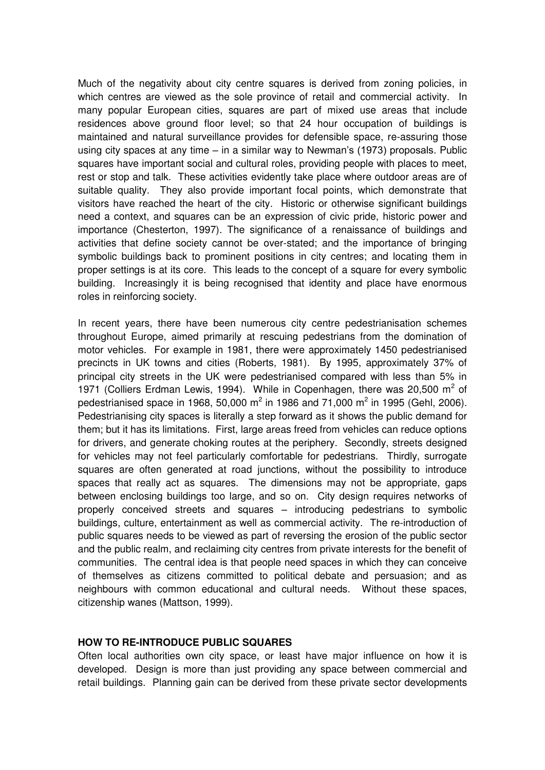Much of the negativity about city centre squares is derived from zoning policies, in which centres are viewed as the sole province of retail and commercial activity. In many popular European cities, squares are part of mixed use areas that include residences above ground floor level; so that 24 hour occupation of buildings is maintained and natural surveillance provides for defensible space, re-assuring those using city spaces at any time – in a similar way to Newman's (1973) proposals. Public squares have important social and cultural roles, providing people with places to meet, rest or stop and talk. These activities evidently take place where outdoor areas are of suitable quality. They also provide important focal points, which demonstrate that visitors have reached the heart of the city. Historic or otherwise significant buildings need a context, and squares can be an expression of civic pride, historic power and importance (Chesterton, 1997). The significance of a renaissance of buildings and activities that define society cannot be over-stated; and the importance of bringing symbolic buildings back to prominent positions in city centres; and locating them in proper settings is at its core. This leads to the concept of a square for every symbolic building. Increasingly it is being recognised that identity and place have enormous roles in reinforcing society.

In recent years, there have been numerous city centre pedestrianisation schemes throughout Europe, aimed primarily at rescuing pedestrians from the domination of motor vehicles. For example in 1981, there were approximately 1450 pedestrianised precincts in UK towns and cities (Roberts, 1981). By 1995, approximately 37% of principal city streets in the UK were pedestrianised compared with less than 5% in 1971 (Colliers Erdman Lewis, 1994). While in Copenhagen, there was 20,500 m$^2$ of pedestrianised space in 1968, 50,000 m$^2$ in 1986 and 71,000 m$^2$ in 1995 (Gehl, 2006). Pedestrianising city spaces is literally a step forward as it shows the public demand for them; but it has its limitations. First, large areas freed from vehicles can reduce options for drivers, and generate choking routes at the periphery. Secondly, streets designed for vehicles may not feel particularly comfortable for pedestrians. Thirdly, surrogate squares are often generated at road junctions, without the possibility to introduce spaces that really act as squares. The dimensions may not be appropriate, gaps between enclosing buildings too large, and so on. City design requires networks of properly conceived streets and squares – introducing pedestrians to symbolic buildings, culture, entertainment as well as commercial activity. The re-introduction of public squares needs to be viewed as part of reversing the erosion of the public sector and the public realm, and reclaiming city centres from private interests for the benefit of communities. The central idea is that people need spaces in which they can conceive of themselves as citizens committed to political debate and persuasion; and as neighbours with common educational and cultural needs. Without these spaces, citizenship wanes (Mattson, 1999).

## HOW TO RE-INTRODUCE PUBLIC SQUARES

Often local authorities own city space, or least have major influence on how it is developed. Design is more than just providing any space between commercial and retail buildings. Planning gain can be derived from these private sector developments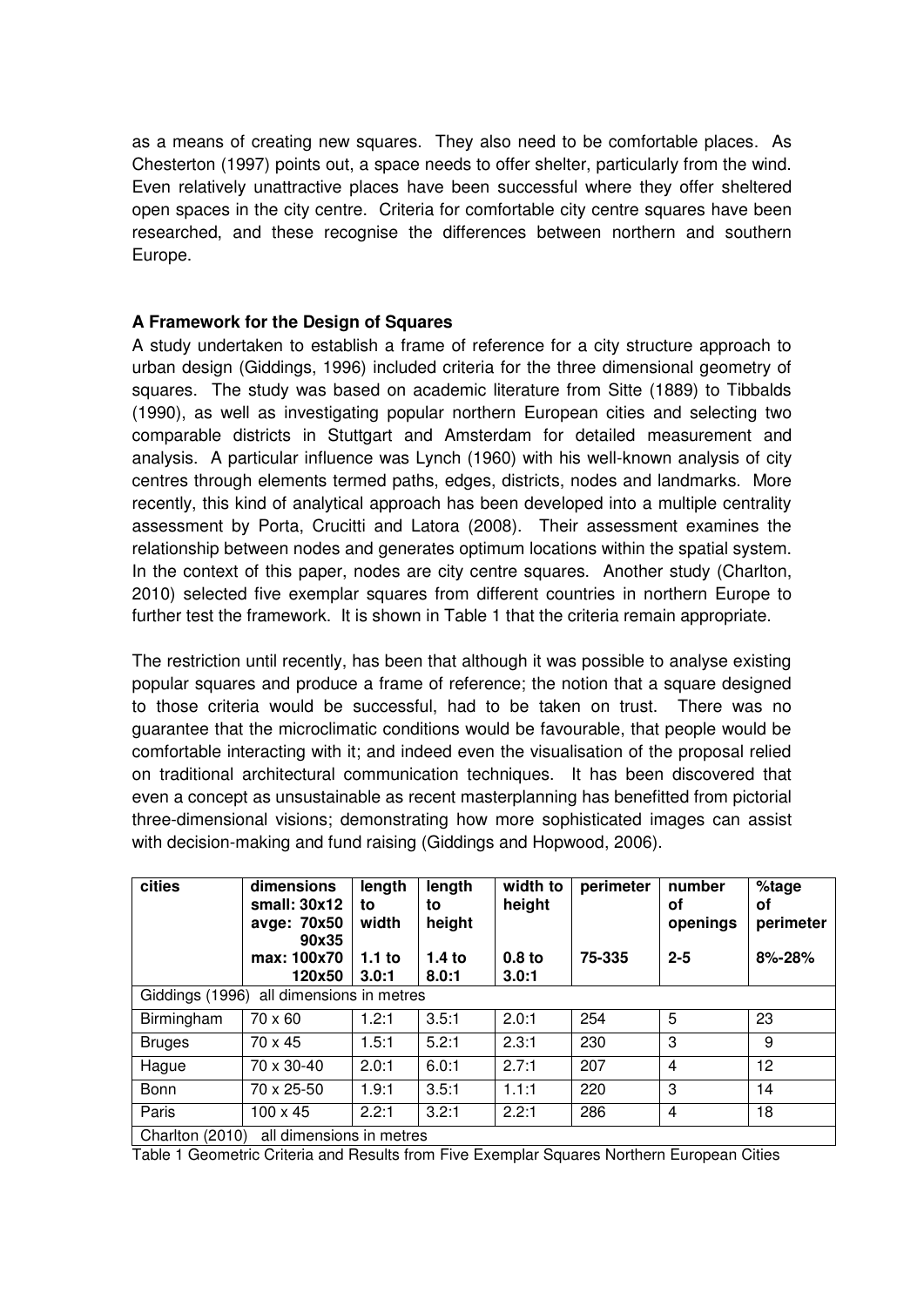as a means of creating new squares. They also need to be comfortable places. As Chesterton (1997) points out, a space needs to offer shelter, particularly from the wind. Even relatively unattractive places have been successful where they offer sheltered open spaces in the city centre. Criteria for comfortable city centre squares have been researched, and these recognise the differences between northern and southern Europe.

## A Framework for the Design of Squares

A study undertaken to establish a frame of reference for a city structure approach to urban design (Giddings, 1996) included criteria for the three dimensional geometry of squares. The study was based on academic literature from Sitte (1889) to Tibbalds (1990), as well as investigating popular northern European cities and selecting two comparable districts in Stuttgart and Amsterdam for detailed measurement and analysis. A particular influence was Lynch (1960) with his well-known analysis of city centres through elements termed paths, edges, districts, nodes and landmarks. More recently, this kind of analytical approach has been developed into a multiple centrality assessment by Porta, Crucitti and Latora (2008). Their assessment examines the relationship between nodes and generates optimum locations within the spatial system. In the context of this paper, nodes are city centre squares. Another study (Charlton, 2010) selected five exemplar squares from different countries in northern Europe to further test the framework. It is shown in Table 1 that the criteria remain appropriate.

The restriction until recently, has been that although it was possible to analyse existing popular squares and produce a frame of reference; the notion that a square designed to those criteria would be successful, had to be taken on trust. There was no guarantee that the microclimatic conditions would be favourable, that people would be comfortable interacting with it; and indeed even the visualisation of the proposal relied on traditional architectural communication techniques. It has been discovered that even a concept as unsustainable as recent masterplanning has benefitted from pictorial three-dimensional visions; demonstrating how more sophisticated images can assist with decision-making and fund raising (Giddings and Hopwood, 2006).

| cities | dimensions small: 30x12 avge: 70x50 90x35 max: 100x70 120x50 | length to width 1.1 to 3.0:1 | length to height 1.4 to 8.0:1 | width to height 0.8 to 3.0:1 | perimeter 75-335 | number of openings 2-5 | %tage of perimeter 8%-28% |
|---|---|---|---|---|---|---|---|
| Giddings (1996) all dimensions in metres | | | | | | | |
| Birmingham | 70 x 60 | 1.2:1 | 3.5:1 | 2.0:1 | 254 | 5 | 23 |
| Bruges | 70 x 45 | 1.5:1 | 5.2:1 | 2.3:1 | 230 | 3 | 9 |
| Hague | 70 x 30-40 | 2.0:1 | 6.0:1 | 2.7:1 | 207 | 4 | 12 |
| Bonn | 70 x 25-50 | 1.9:1 | 3.5:1 | 1.1:1 | 220 | 3 | 14 |
| Paris | 100 x 45 | 2.2:1 | 3.2:1 | 2.2:1 | 286 | 4 | 18 |
| Charlton (2010) all dimensions in metres | | | | | | | |

Table 1 Geometric Criteria and Results from Five Exemplar Squares Northern European Cities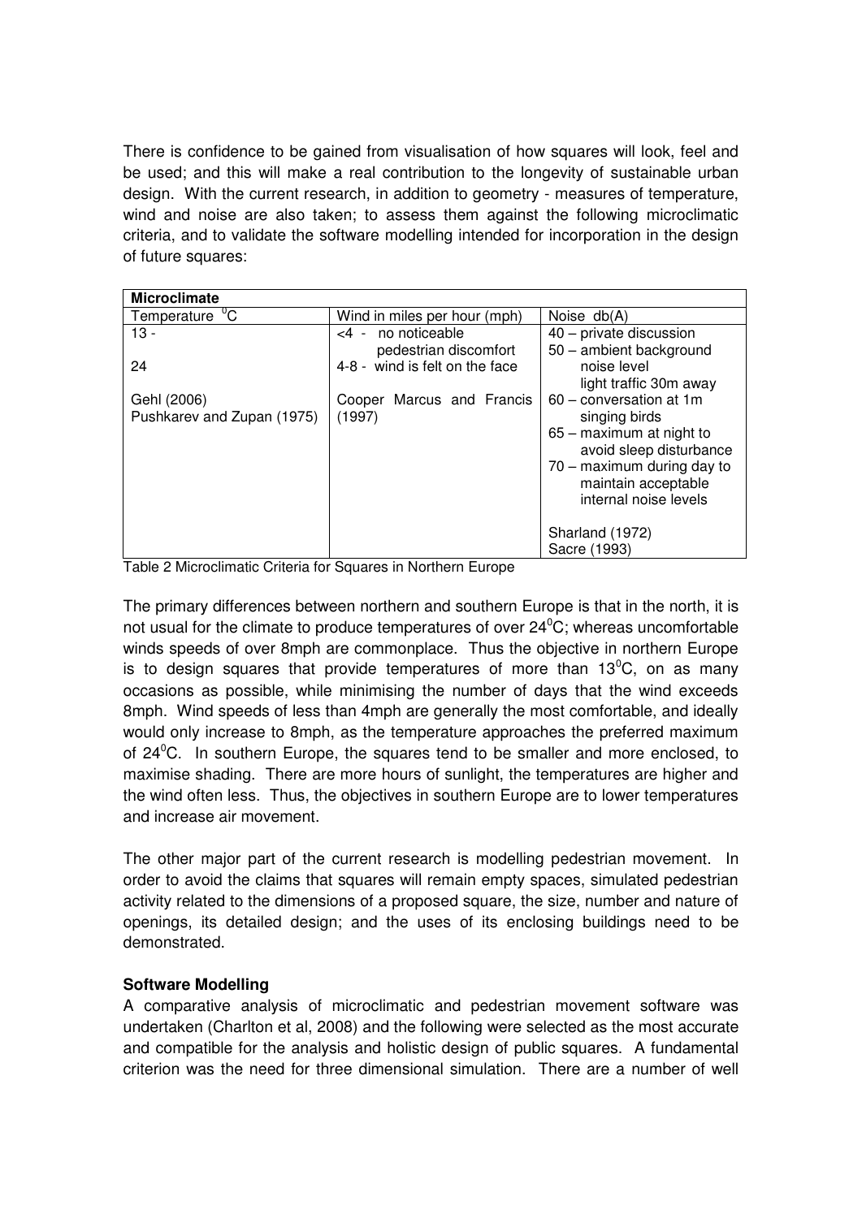There is confidence to be gained from visualisation of how squares will look, feel and be used; and this will make a real contribution to the longevity of sustainable urban design. With the current research, in addition to geometry - measures of temperature, wind and noise are also taken; to assess them against the following microclimatic criteria, and to validate the software modelling intended for incorporation in the design of future squares:

| **Microclimate** | | |
|---|---|---|
| Temperature $^0$C | Wind in miles per hour (mph) | Noise db(A) |
| 13 - <br><br> 24 <br><br> Gehl (2006) <br> Pushkarev and Zupan (1975) | <4 - no noticeable pedestrian discomfort <br> 4-8 - wind is felt on the face <br><br> Cooper Marcus and Francis (1997) | 40 – private discussion <br> 50 – ambient background noise level light traffic 30m away <br> 60 – conversation at 1m singing birds <br> 65 – maximum at night to avoid sleep disturbance <br> 70 – maximum during day to maintain acceptable internal noise levels <br><br> Sharland (1972) <br> Sacre (1993) |

Table 2 Microclimatic Criteria for Squares in Northern Europe

The primary differences between northern and southern Europe is that in the north, it is not usual for the climate to produce temperatures of over 24$^0$C; whereas uncomfortable winds speeds of over 8mph are commonplace. Thus the objective in northern Europe is to design squares that provide temperatures of more than 13$^0$C, on as many occasions as possible, while minimising the number of days that the wind exceeds 8mph. Wind speeds of less than 4mph are generally the most comfortable, and ideally would only increase to 8mph, as the temperature approaches the preferred maximum of 24$^0$C. In southern Europe, the squares tend to be smaller and more enclosed, to maximise shading. There are more hours of sunlight, the temperatures are higher and the wind often less. Thus, the objectives in southern Europe are to lower temperatures and increase air movement.

The other major part of the current research is modelling pedestrian movement. In order to avoid the claims that squares will remain empty spaces, simulated pedestrian activity related to the dimensions of a proposed square, the size, number and nature of openings, its detailed design; and the uses of its enclosing buildings need to be demonstrated.

**Software Modelling**

A comparative analysis of microclimatic and pedestrian movement software was undertaken (Charlton et al, 2008) and the following were selected as the most accurate and compatible for the analysis and holistic design of public squares. A fundamental criterion was the need for three dimensional simulation. There are a number of well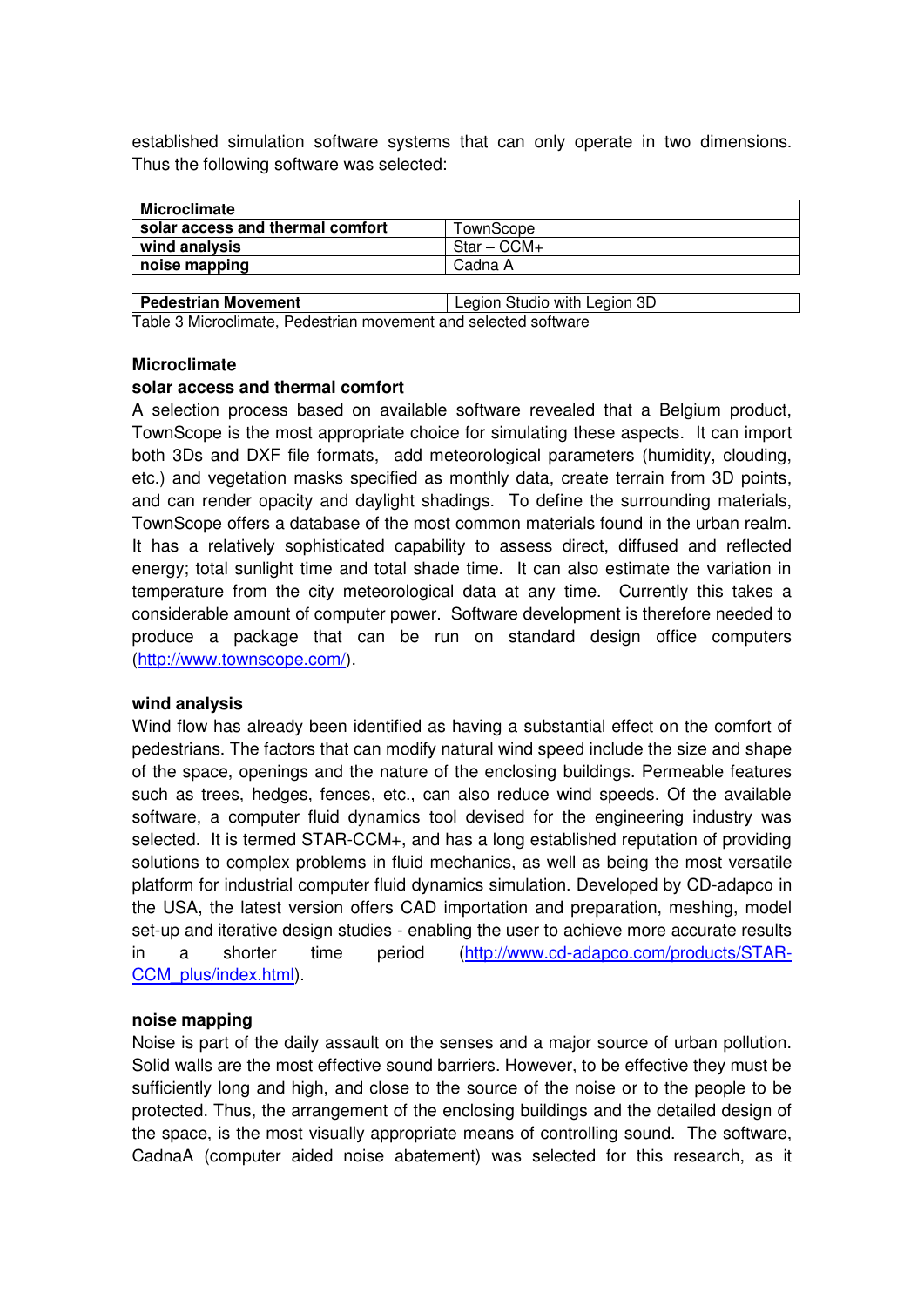established simulation software systems that can only operate in two dimensions. Thus the following software was selected:

| **Microclimate** | |
|---|---|
| **solar access and thermal comfort** | TownScope |
| **wind analysis** | Star – CCM+ |
| **noise mapping** | Cadna A |
| **Pedestrian Movement** | Legion Studio with Legion 3D |

Table 3 Microclimate, Pedestrian movement and selected software

**Microclimate**

**solar access and thermal comfort**

A selection process based on available software revealed that a Belgium product, TownScope is the most appropriate choice for simulating these aspects. It can import both 3Ds and DXF file formats, add meteorological parameters (humidity, clouding, etc.) and vegetation masks specified as monthly data, create terrain from 3D points, and can render opacity and daylight shadings. To define the surrounding materials, TownScope offers a database of the most common materials found in the urban realm. It has a relatively sophisticated capability to assess direct, diffused and reflected energy; total sunlight time and total shade time. It can also estimate the variation in temperature from the city meteorological data at any time. Currently this takes a considerable amount of computer power. Software development is therefore needed to produce a package that can be run on standard design office computers (http://www.townscope.com/).

**wind analysis**

Wind flow has already been identified as having a substantial effect on the comfort of pedestrians. The factors that can modify natural wind speed include the size and shape of the space, openings and the nature of the enclosing buildings. Permeable features such as trees, hedges, fences, etc., can also reduce wind speeds. Of the available software, a computer fluid dynamics tool devised for the engineering industry was selected. It is termed STAR-CCM+, and has a long established reputation of providing solutions to complex problems in fluid mechanics, as well as being the most versatile platform for industrial computer fluid dynamics simulation. Developed by CD-adapco in the USA, the latest version offers CAD importation and preparation, meshing, model set-up and iterative design studies - enabling the user to achieve more accurate results in a shorter time period (http://www.cd-adapco.com/products/STAR-CCM_plus/index.html).

**noise mapping**

Noise is part of the daily assault on the senses and a major source of urban pollution. Solid walls are the most effective sound barriers. However, to be effective they must be sufficiently long and high, and close to the source of the noise or to the people to be protected. Thus, the arrangement of the enclosing buildings and the detailed design of the space, is the most visually appropriate means of controlling sound. The software, CadnaA (computer aided noise abatement) was selected for this research, as it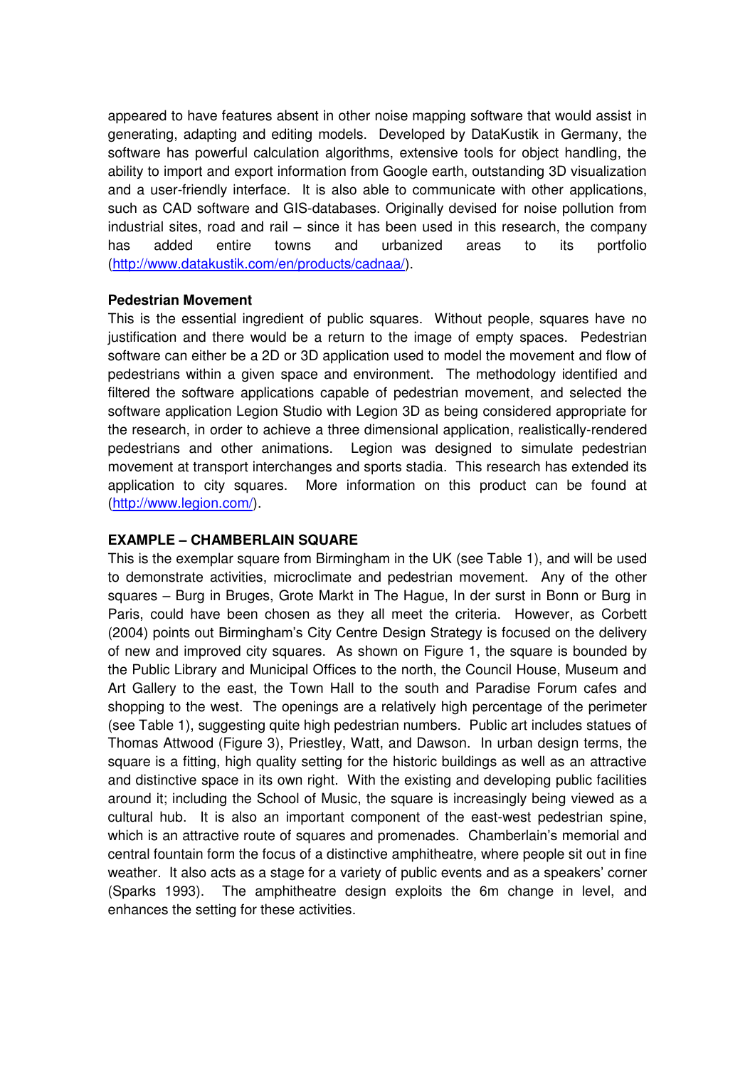appeared to have features absent in other noise mapping software that would assist in generating, adapting and editing models. Developed by DataKustik in Germany, the software has powerful calculation algorithms, extensive tools for object handling, the ability to import and export information from Google earth, outstanding 3D visualization and a user-friendly interface. It is also able to communicate with other applications, such as CAD software and GIS-databases. Originally devised for noise pollution from industrial sites, road and rail – since it has been used in this research, the company has added entire towns and urbanized areas to its portfolio (http://www.datakustik.com/en/products/cadnaa/).

**Pedestrian Movement**

This is the essential ingredient of public squares. Without people, squares have no justification and there would be a return to the image of empty spaces. Pedestrian software can either be a 2D or 3D application used to model the movement and flow of pedestrians within a given space and environment. The methodology identified and filtered the software applications capable of pedestrian movement, and selected the software application Legion Studio with Legion 3D as being considered appropriate for the research, in order to achieve a three dimensional application, realistically-rendered pedestrians and other animations. Legion was designed to simulate pedestrian movement at transport interchanges and sports stadia. This research has extended its application to city squares. More information on this product can be found at (http://www.legion.com/).

**EXAMPLE – CHAMBERLAIN SQUARE**

This is the exemplar square from Birmingham in the UK (see Table 1), and will be used to demonstrate activities, microclimate and pedestrian movement. Any of the other squares – Burg in Bruges, Grote Markt in The Hague, In der surst in Bonn or Burg in Paris, could have been chosen as they all meet the criteria. However, as Corbett (2004) points out Birmingham's City Centre Design Strategy is focused on the delivery of new and improved city squares. As shown on Figure 1, the square is bounded by the Public Library and Municipal Offices to the north, the Council House, Museum and Art Gallery to the east, the Town Hall to the south and Paradise Forum cafes and shopping to the west. The openings are a relatively high percentage of the perimeter (see Table 1), suggesting quite high pedestrian numbers. Public art includes statues of Thomas Attwood (Figure 3), Priestley, Watt, and Dawson. In urban design terms, the square is a fitting, high quality setting for the historic buildings as well as an attractive and distinctive space in its own right. With the existing and developing public facilities around it; including the School of Music, the square is increasingly being viewed as a cultural hub. It is also an important component of the east-west pedestrian spine, which is an attractive route of squares and promenades. Chamberlain's memorial and central fountain form the focus of a distinctive amphitheatre, where people sit out in fine weather. It also acts as a stage for a variety of public events and as a speakers' corner (Sparks 1993). The amphitheatre design exploits the 6m change in level, and enhances the setting for these activities.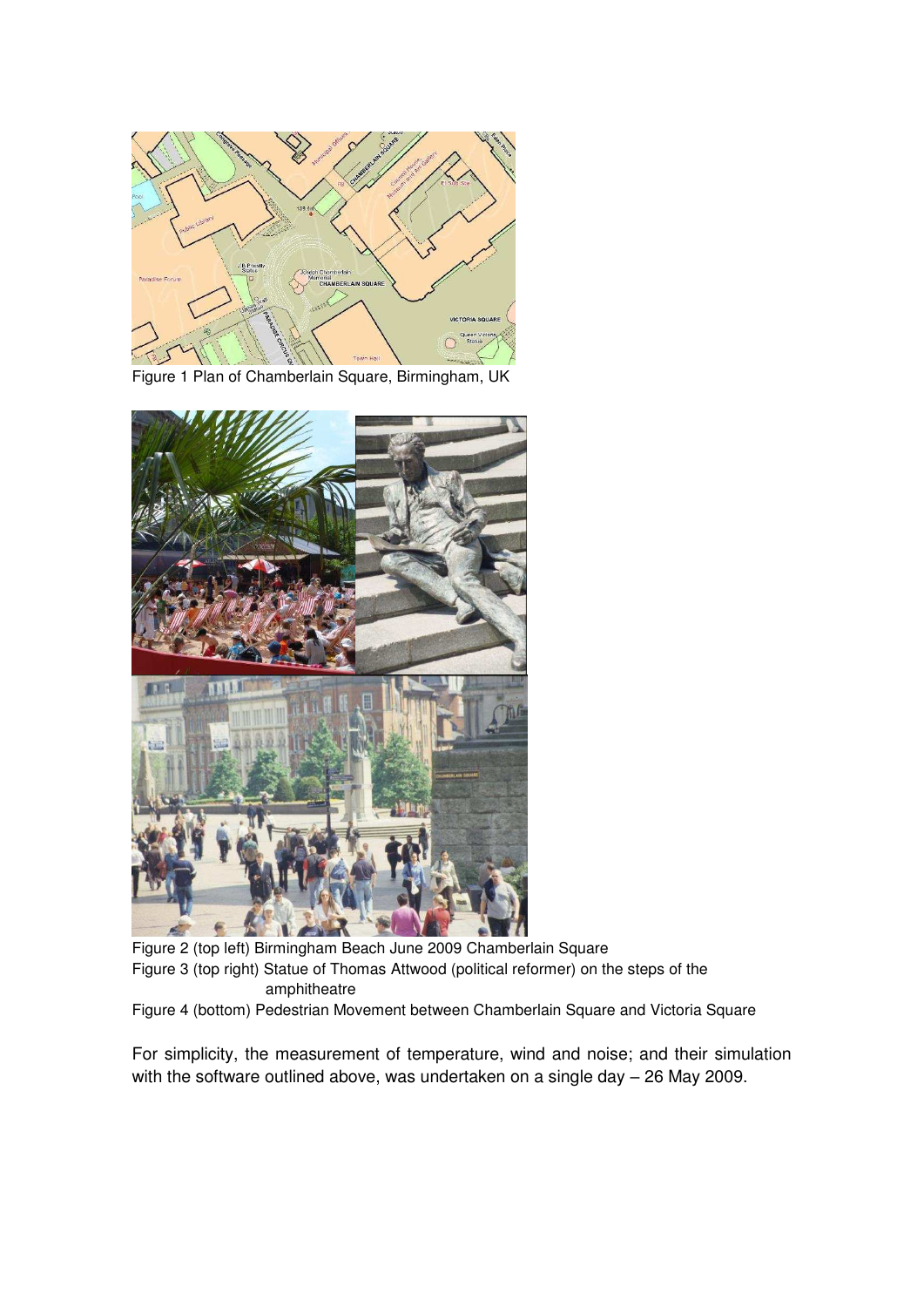Figure 1 Plan of Chamberlain Square, Birmingham, UK

Figure 2 (top left) Birmingham Beach June 2009 Chamberlain Square
Figure 3 (top right) Statue of Thomas Attwood (political reformer) on the steps of the amphitheatre
Figure 4 (bottom) Pedestrian Movement between Chamberlain Square and Victoria Square

For simplicity, the measurement of temperature, wind and noise; and their simulation with the software outlined above, was undertaken on a single day – 26 May 2009.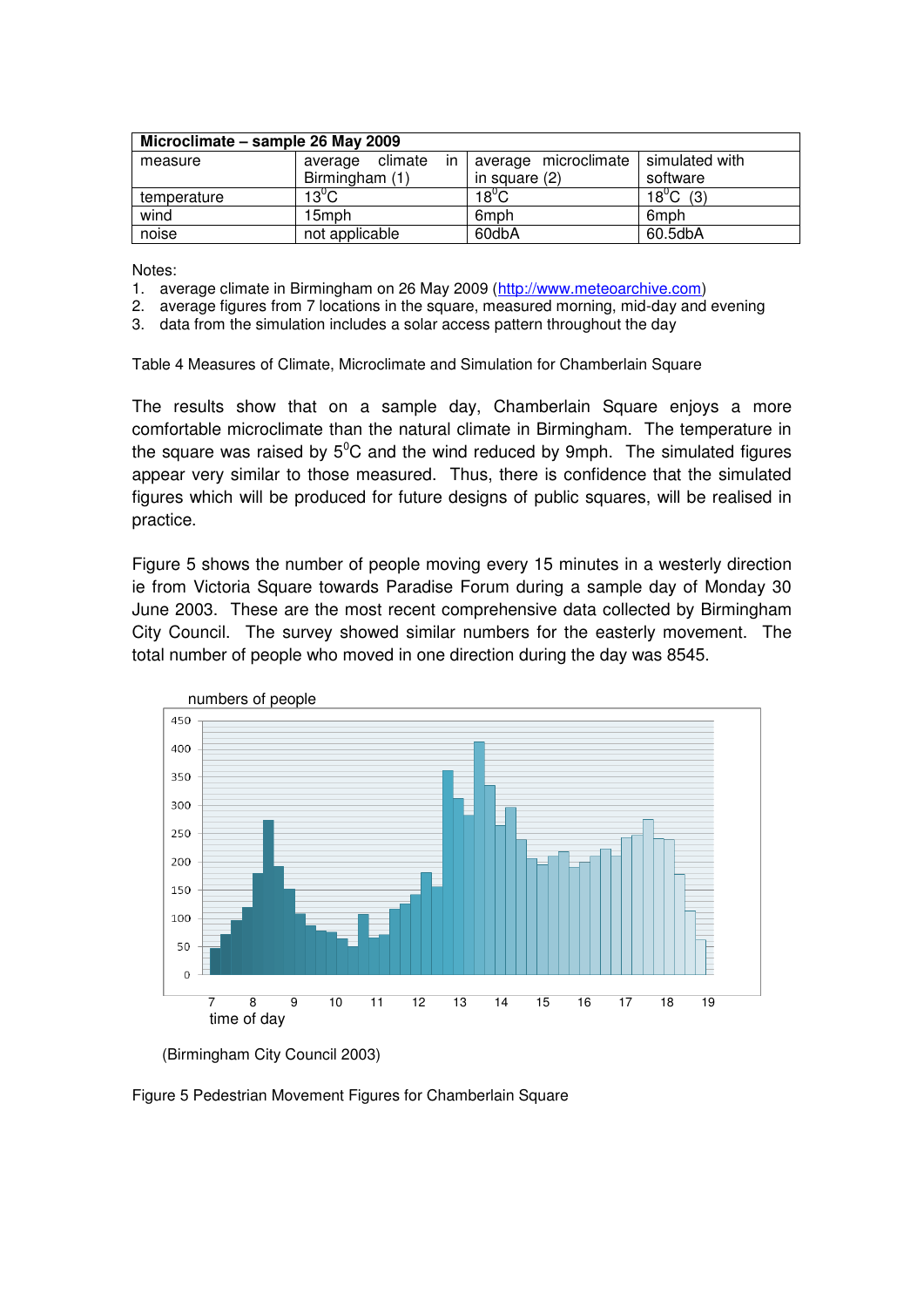| Microclimate – sample 26 May 2009 | | | |
|---|---|---|---|
| measure | average climate in Birmingham (1) | average microclimate in square (2) | simulated with software |
| temperature | $13^0$C | $18^0$C | $18^0$C (3) |
| wind | 15mph | 6mph | 6mph |
| noise | not applicable | 60dbA | 60.5dbA |

Notes:

1. average climate in Birmingham on 26 May 2009 (http://www.meteoarchive.com)
2. average figures from 7 locations in the square, measured morning, mid-day and evening
3. data from the simulation includes a solar access pattern throughout the day

Table 4 Measures of Climate, Microclimate and Simulation for Chamberlain Square

The results show that on a sample day, Chamberlain Square enjoys a more comfortable microclimate than the natural climate in Birmingham. The temperature in the square was raised by $5^0$C and the wind reduced by 9mph. The simulated figures appear very similar to those measured. Thus, there is confidence that the simulated figures which will be produced for future designs of public squares, will be realised in practice.

Figure 5 shows the number of people moving every 15 minutes in a westerly direction ie from Victoria Square towards Paradise Forum during a sample day of Monday 30 June 2003. These are the most recent comprehensive data collected by Birmingham City Council. The survey showed similar numbers for the easterly movement. The total number of people who moved in one direction during the day was 8545.

(Birmingham City Council 2003)

Figure 5 Pedestrian Movement Figures for Chamberlain Square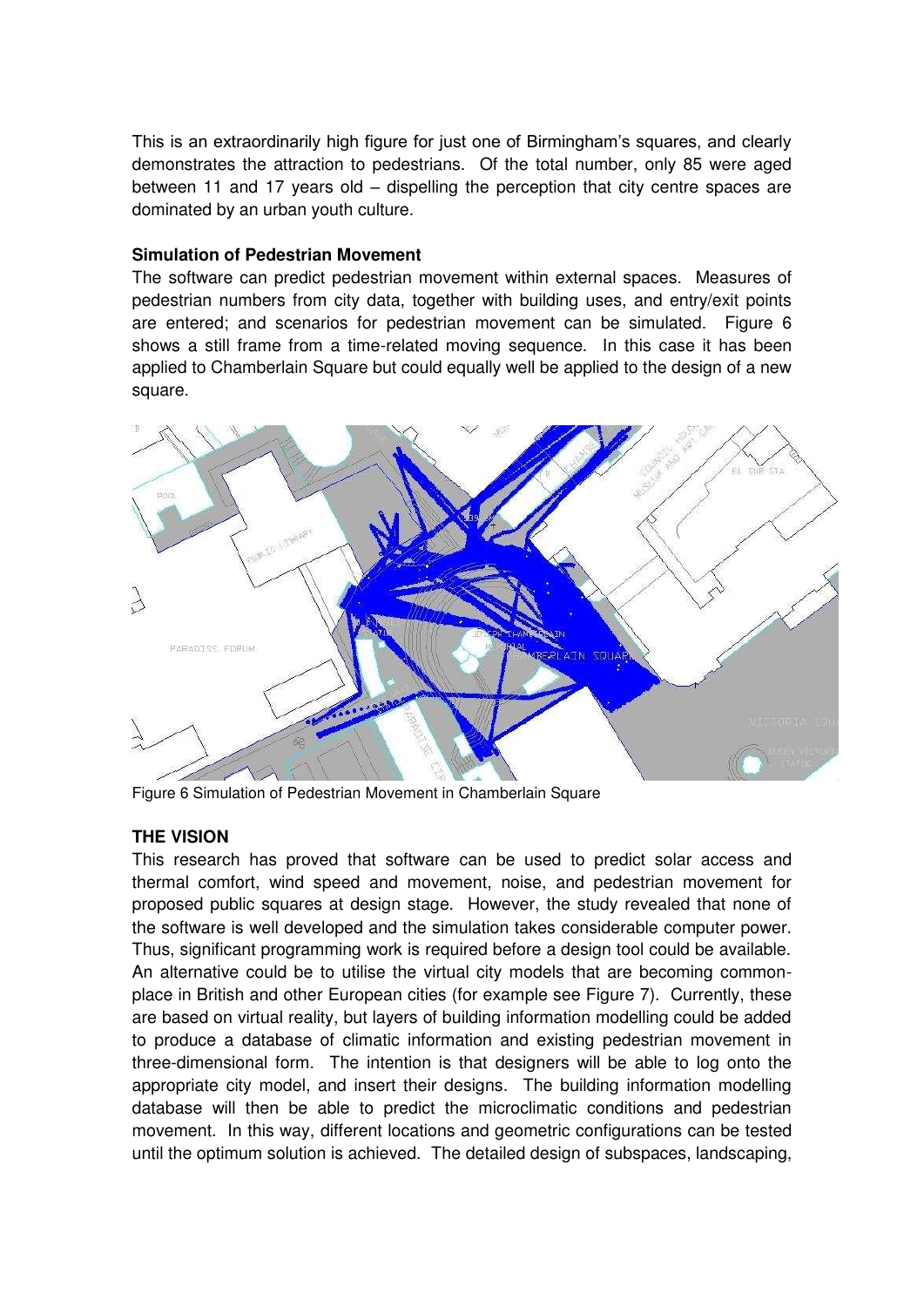This is an extraordinarily high figure for just one of Birmingham's squares, and clearly demonstrates the attraction to pedestrians. Of the total number, only 85 were aged between 11 and 17 years old – dispelling the perception that city centre spaces are dominated by an urban youth culture.

**Simulation of Pedestrian Movement**

The software can predict pedestrian movement within external spaces. Measures of pedestrian numbers from city data, together with building uses, and entry/exit points are entered; and scenarios for pedestrian movement can be simulated. Figure 6 shows a still frame from a time-related moving sequence. In this case it has been applied to Chamberlain Square but could equally well be applied to the design of a new square.

Figure 6 Simulation of Pedestrian Movement in Chamberlain Square

## THE VISION

This research has proved that software can be used to predict solar access and thermal comfort, wind speed and movement, noise, and pedestrian movement for proposed public squares at design stage. However, the study revealed that none of the software is well developed and the simulation takes considerable computer power. Thus, significant programming work is required before a design tool could be available. An alternative could be to utilise the virtual city models that are becoming commonplace in British and other European cities (for example see Figure 7). Currently, these are based on virtual reality, but layers of building information modelling could be added to produce a database of climatic information and existing pedestrian movement in three-dimensional form. The intention is that designers will be able to log onto the appropriate city model, and insert their designs. The building information modelling database will then be able to predict the microclimatic conditions and pedestrian movement. In this way, different locations and geometric configurations can be tested until the optimum solution is achieved. The detailed design of subspaces, landscaping,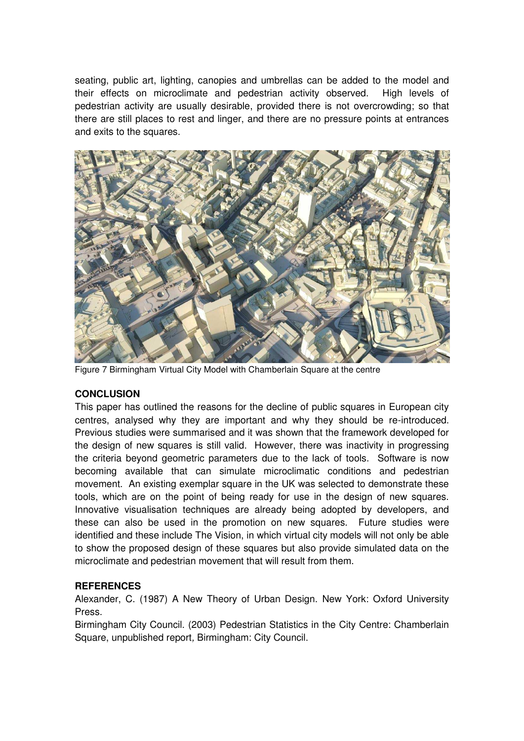seating, public art, lighting, canopies and umbrellas can be added to the model and their effects on microclimate and pedestrian activity observed. High levels of pedestrian activity are usually desirable, provided there is not overcrowding; so that there are still places to rest and linger, and there are no pressure points at entrances and exits to the squares.

Figure 7 Birmingham Virtual City Model with Chamberlain Square at the centre

## CONCLUSION

This paper has outlined the reasons for the decline of public squares in European city centres, analysed why they are important and why they should be re-introduced. Previous studies were summarised and it was shown that the framework developed for the design of new squares is still valid. However, there was inactivity in progressing the criteria beyond geometric parameters due to the lack of tools. Software is now becoming available that can simulate microclimatic conditions and pedestrian movement. An existing exemplar square in the UK was selected to demonstrate these tools, which are on the point of being ready for use in the design of new squares. Innovative visualisation techniques are already being adopted by developers, and these can also be used in the promotion on new squares. Future studies were identified and these include The Vision, in which virtual city models will not only be able to show the proposed design of these squares but also provide simulated data on the microclimate and pedestrian movement that will result from them.

## REFERENCES

Alexander, C. (1987) A New Theory of Urban Design. New York: Oxford University Press.

Birmingham City Council. (2003) Pedestrian Statistics in the City Centre: Chamberlain Square, unpublished report, Birmingham: City Council.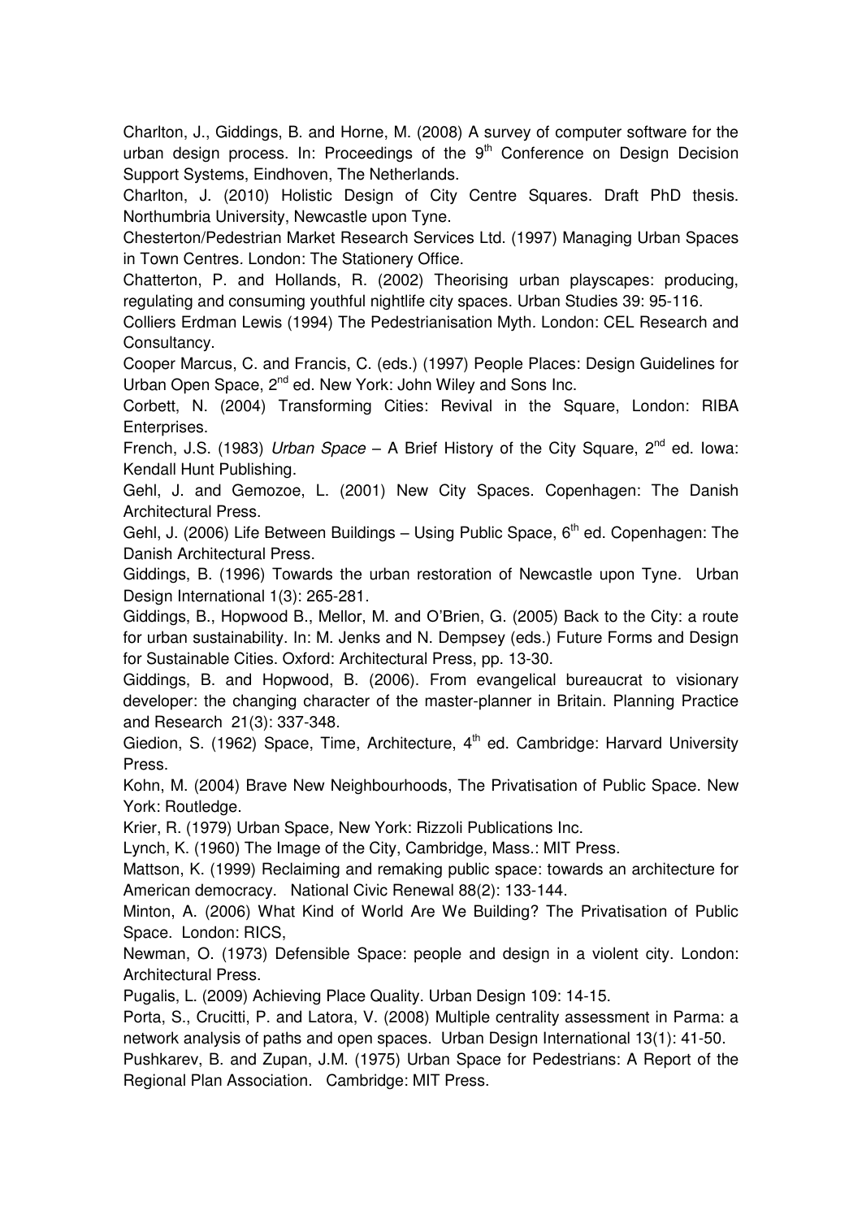Charlton, J., Giddings, B. and Horne, M. (2008) A survey of computer software for the urban design process. In: Proceedings of the 9th Conference on Design Decision Support Systems, Eindhoven, The Netherlands.

Charlton, J. (2010) Holistic Design of City Centre Squares. Draft PhD thesis. Northumbria University, Newcastle upon Tyne.

Chesterton/Pedestrian Market Research Services Ltd. (1997) Managing Urban Spaces in Town Centres. London: The Stationery Office.

Chatterton, P. and Hollands, R. (2002) Theorising urban playscapes: producing, regulating and consuming youthful nightlife city spaces. Urban Studies 39: 95-116.

Colliers Erdman Lewis (1994) The Pedestrianisation Myth. London: CEL Research and Consultancy.

Cooper Marcus, C. and Francis, C. (eds.) (1997) People Places: Design Guidelines for Urban Open Space, 2nd ed. New York: John Wiley and Sons Inc.

Corbett, N. (2004) Transforming Cities: Revival in the Square, London: RIBA Enterprises.

French, J.S. (1983) *Urban Space* – A Brief History of the City Square, 2nd ed. Iowa: Kendall Hunt Publishing.

Gehl, J. and Gemozoe, L. (2001) New City Spaces. Copenhagen: The Danish Architectural Press.

Gehl, J. (2006) Life Between Buildings – Using Public Space, 6th ed. Copenhagen: The Danish Architectural Press.

Giddings, B. (1996) Towards the urban restoration of Newcastle upon Tyne. Urban Design International 1(3): 265-281.

Giddings, B., Hopwood B., Mellor, M. and O'Brien, G. (2005) Back to the City: a route for urban sustainability. In: M. Jenks and N. Dempsey (eds.) Future Forms and Design for Sustainable Cities. Oxford: Architectural Press, pp. 13-30.

Giddings, B. and Hopwood, B. (2006). From evangelical bureaucrat to visionary developer: the changing character of the master-planner in Britain. Planning Practice and Research 21(3): 337-348.

Giedion, S. (1962) Space, Time, Architecture, 4th ed. Cambridge: Harvard University Press.

Kohn, M. (2004) Brave New Neighbourhoods, The Privatisation of Public Space. New York: Routledge.

Krier, R. (1979) Urban Space, New York: Rizzoli Publications Inc.

Lynch, K. (1960) The Image of the City, Cambridge, Mass.: MIT Press.

Mattson, K. (1999) Reclaiming and remaking public space: towards an architecture for American democracy. National Civic Renewal 88(2): 133-144.

Minton, A. (2006) What Kind of World Are We Building? The Privatisation of Public Space. London: RICS,

Newman, O. (1973) Defensible Space: people and design in a violent city. London: Architectural Press.

Pugalis, L. (2009) Achieving Place Quality. Urban Design 109: 14-15.

Porta, S., Crucitti, P. and Latora, V. (2008) Multiple centrality assessment in Parma: a network analysis of paths and open spaces. Urban Design International 13(1): 41-50.

Pushkarev, B. and Zupan, J.M. (1975) Urban Space for Pedestrians: A Report of the Regional Plan Association. Cambridge: MIT Press.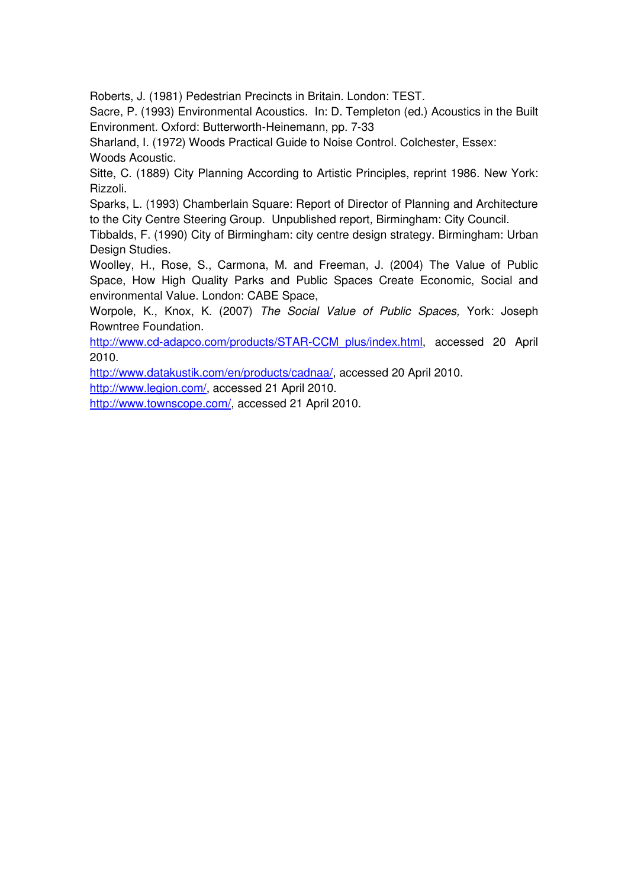Roberts, J. (1981) Pedestrian Precincts in Britain. London: TEST.

Sacre, P. (1993) Environmental Acoustics. In: D. Templeton (ed.) Acoustics in the Built Environment. Oxford: Butterworth-Heinemann, pp. 7-33

Sharland, I. (1972) Woods Practical Guide to Noise Control. Colchester, Essex: Woods Acoustic.

Sitte, C. (1889) City Planning According to Artistic Principles, reprint 1986. New York: Rizzoli.

Sparks, L. (1993) Chamberlain Square: Report of Director of Planning and Architecture to the City Centre Steering Group. Unpublished report, Birmingham: City Council.

Tibbalds, F. (1990) City of Birmingham: city centre design strategy. Birmingham: Urban Design Studies.

Woolley, H., Rose, S., Carmona, M. and Freeman, J. (2004) The Value of Public Space, How High Quality Parks and Public Spaces Create Economic, Social and environmental Value. London: CABE Space,

Worpole, K., Knox, K. (2007) *The Social Value of Public Spaces,* York: Joseph Rowntree Foundation.

http://www.cd-adapco.com/products/STAR-CCM_plus/index.html, accessed 20 April 2010.

http://www.datakustik.com/en/products/cadnaa/, accessed 20 April 2010.

http://www.legion.com/, accessed 21 April 2010.

http://www.townscope.com/, accessed 21 April 2010.